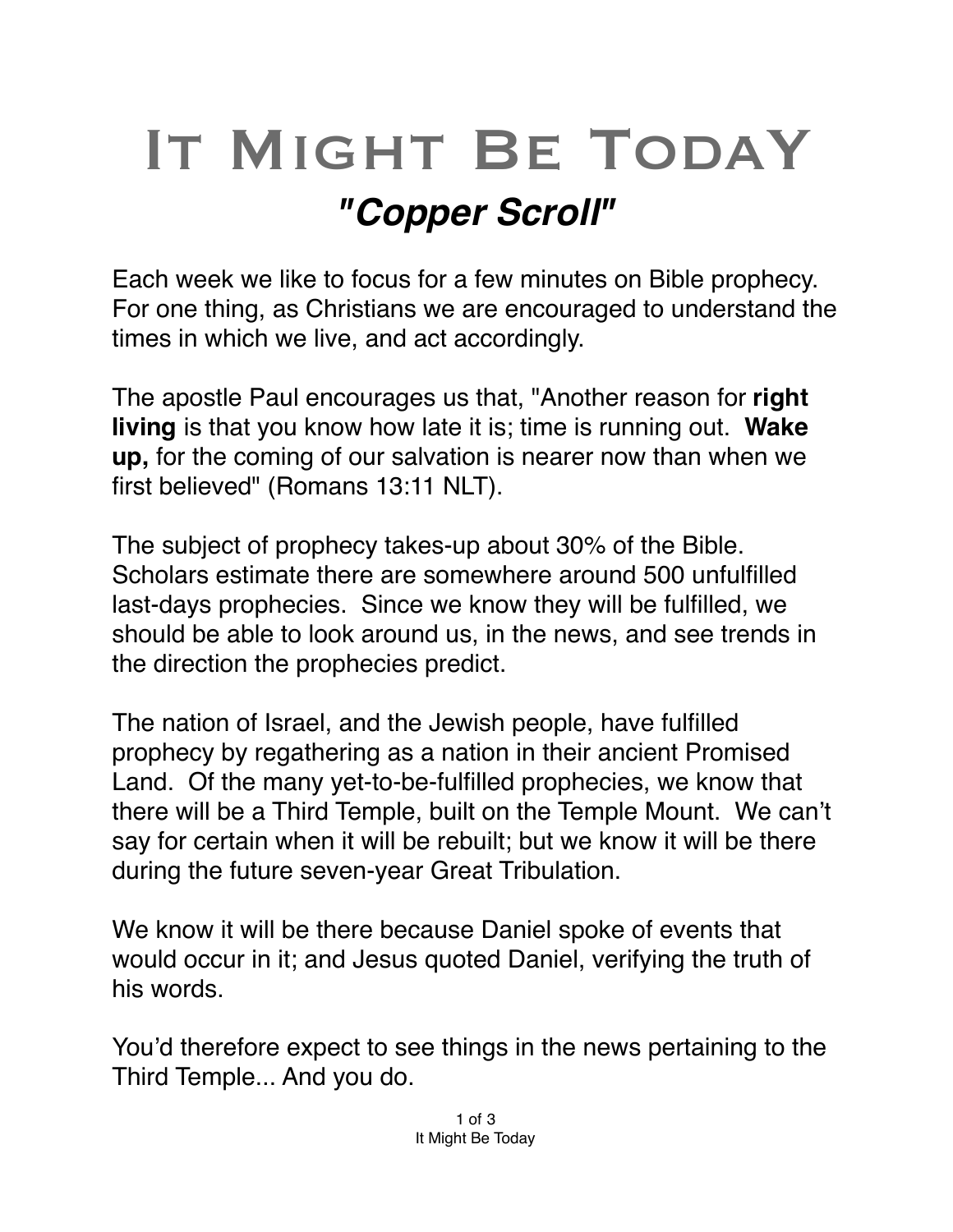# It Might Be TodaY

## *"Copper Scroll"*

Each week we like to focus for a few minutes on Bible prophecy. For one thing, as Christians we are encouraged to understand the times in which we live, and act accordingly.

The apostle Paul encourages us that, "Another reason for **right living** is that you know how late it is; time is running out. **Wake up,** for the coming of our salvation is nearer now than when we first believed" (Romans 13:11 NLT).

The subject of prophecy takes-up about 30% of the Bible. Scholars estimate there are somewhere around 500 unfulfilled last-days prophecies. Since we know they will be fulfilled, we should be able to look around us, in the news, and see trends in the direction the prophecies predict.

The nation of Israel, and the Jewish people, have fulfilled prophecy by regathering as a nation in their ancient Promised Land. Of the many yet-to-be-fulfilled prophecies, we know that there will be a Third Temple, built on the Temple Mount. We can't say for certain when it will be rebuilt; but we know it will be there during the future seven-year Great Tribulation.

We know it will be there because Daniel spoke of events that would occur in it; and Jesus quoted Daniel, verifying the truth of his words.

You'd therefore expect to see things in the news pertaining to the Third Temple... And you do.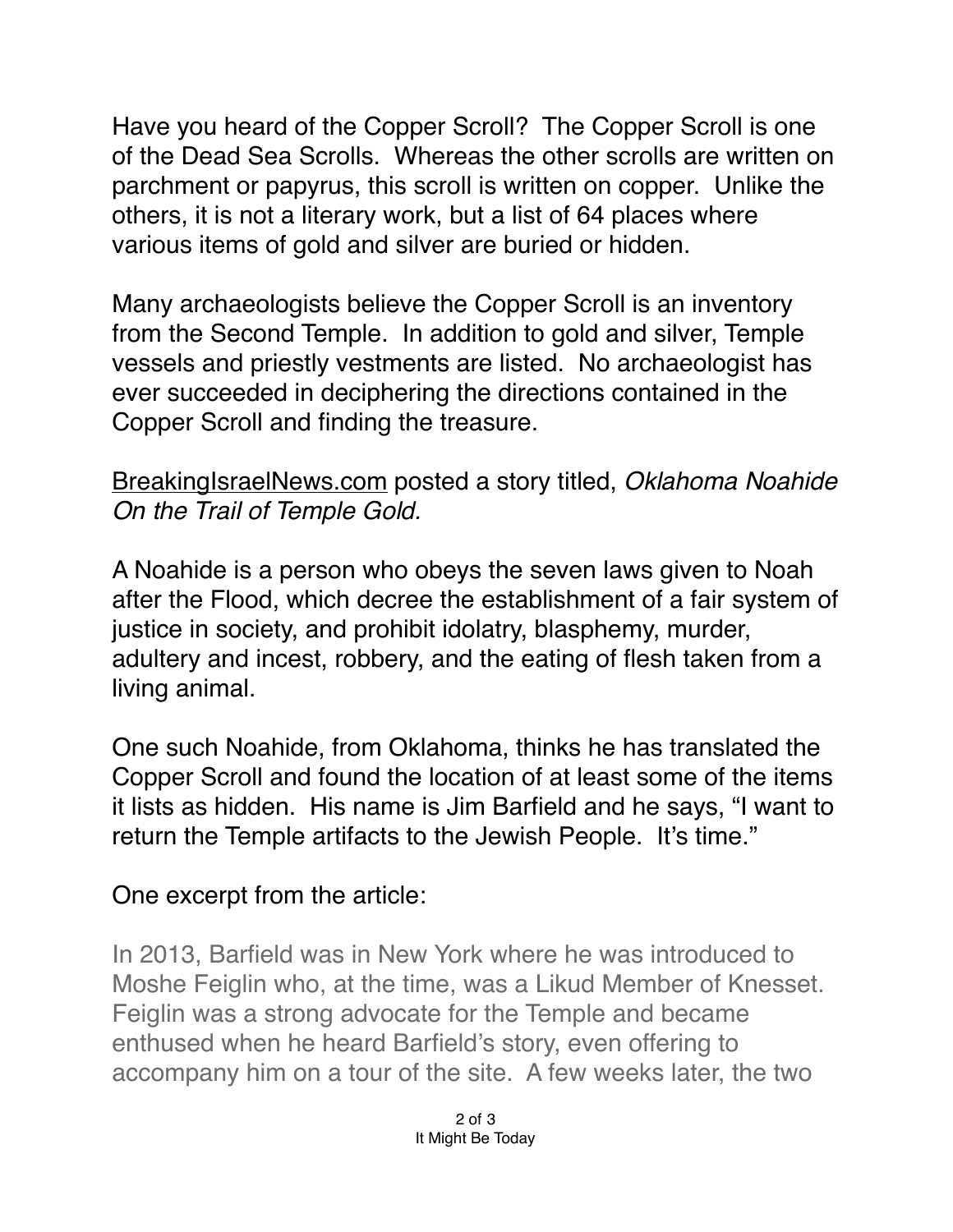Have you heard of the Copper Scroll? The Copper Scroll is one of the Dead Sea Scrolls. Whereas the other scrolls are written on parchment or papyrus, this scroll is written on copper. Unlike the others, it is not a literary work, but a list of 64 places where various items of gold and silver are buried or hidden.

Many archaeologists believe the Copper Scroll is an inventory from the Second Temple. In addition to gold and silver, Temple vessels and priestly vestments are listed. No archaeologist has ever succeeded in deciphering the directions contained in the Copper Scroll and finding the treasure.

BreakingIsraelNews.com posted a story titled, *Oklahoma Noahide On the Trail of Temple Gold.*

A Noahide is a person who obeys the seven laws given to Noah after the Flood, which decree the establishment of a fair system of justice in society, and prohibit idolatry, blasphemy, murder, adultery and incest, robbery, and the eating of flesh taken from a living animal.

One such Noahide, from Oklahoma, thinks he has translated the Copper Scroll and found the location of at least some of the items it lists as hidden. His name is Jim Barfield and he says, "I want to return the Temple artifacts to the Jewish People. It's time."

One excerpt from the article:

> In 2013, Barfield was in New York where he was introduced to Moshe Feiglin who, at the time, was a Likud Member of Knesset. Feiglin was a strong advocate for the Temple and became enthused when he heard Barfield's story, even offering to accompany him on a tour of the site. A few weeks later, the two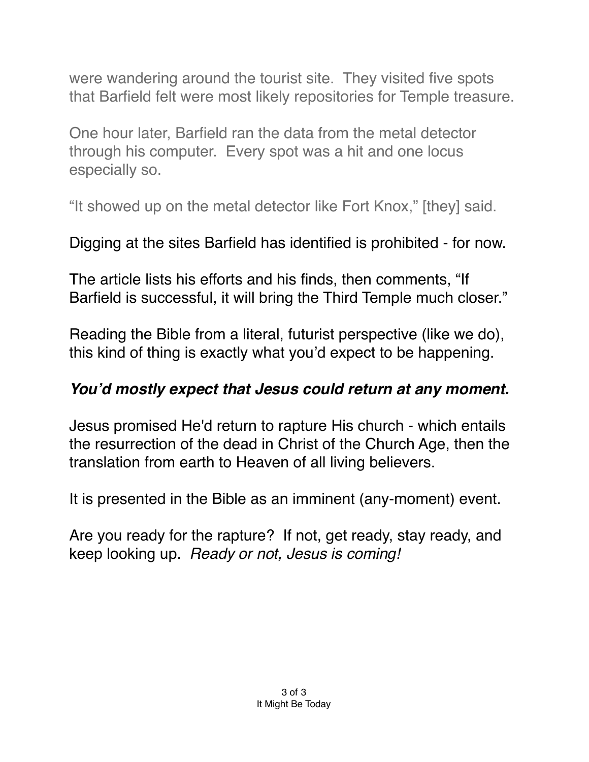were wandering around the tourist site. They visited five spots that Barfield felt were most likely repositories for Temple treasure.

One hour later, Barfield ran the data from the metal detector through his computer. Every spot was a hit and one locus especially so.

"It showed up on the metal detector like Fort Knox," [they] said.

Digging at the sites Barfield has identified is prohibited - for now.

The article lists his efforts and his finds, then comments, "If Barfield is successful, it will bring the Third Temple much closer."

Reading the Bible from a literal, futurist perspective (like we do), this kind of thing is exactly what you'd expect to be happening.

***You'd mostly expect that Jesus could return at any moment.***

Jesus promised He'd return to rapture His church - which entails the resurrection of the dead in Christ of the Church Age, then the translation from earth to Heaven of all living believers.

It is presented in the Bible as an imminent (any-moment) event.

Are you ready for the rapture? If not, get ready, stay ready, and keep looking up. *Ready or not, Jesus is coming!*